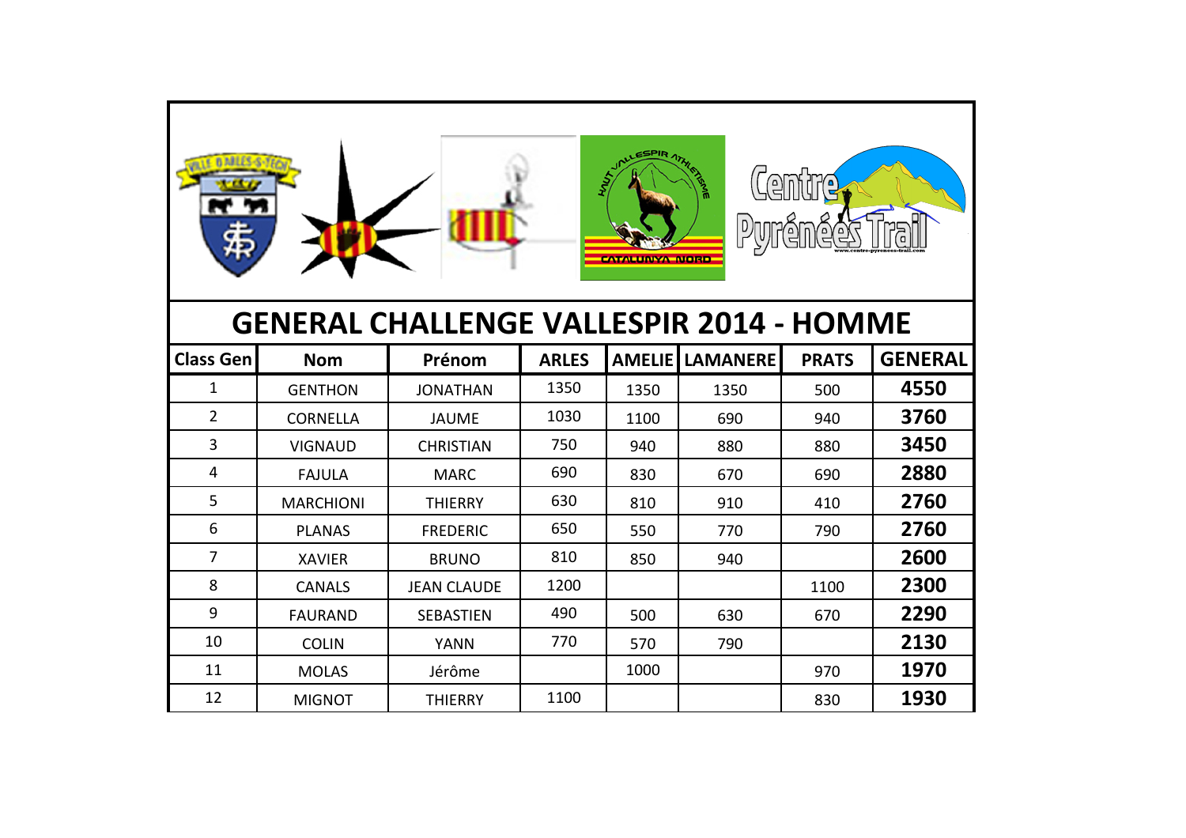# GENERAL CHALLENGE VALLESPIR 2014 - HOMME

| Class Gen | Nom | Prénom | ARLES | AMELIE | LAMANERE | PRATS | GENERAL |
|---|---|---|---|---|---|---|---|
| 1 | GENTHON | JONATHAN | 1350 | 1350 | 1350 | 500 | **4550** |
| 2 | CORNELLA | JAUME | 1030 | 1100 | 690 | 940 | **3760** |
| 3 | VIGNAUD | CHRISTIAN | 750 | 940 | 880 | 880 | **3450** |
| 4 | FAJULA | MARC | 690 | 830 | 670 | 690 | **2880** |
| 5 | MARCHIONI | THIERRY | 630 | 810 | 910 | 410 | **2760** |
| 6 | PLANAS | FREDERIC | 650 | 550 | 770 | 790 | **2760** |
| 7 | XAVIER | BRUNO | 810 | 850 | 940 | | **2600** |
| 8 | CANALS | JEAN CLAUDE | 1200 | | | 1100 | **2300** |
| 9 | FAURAND | SEBASTIEN | 490 | 500 | 630 | 670 | **2290** |
| 10 | COLIN | YANN | 770 | 570 | 790 | | **2130** |
| 11 | MOLAS | Jérôme | | 1000 | | 970 | **1970** |
| 12 | MIGNOT | THIERRY | 1100 | | | 830 | **1930** |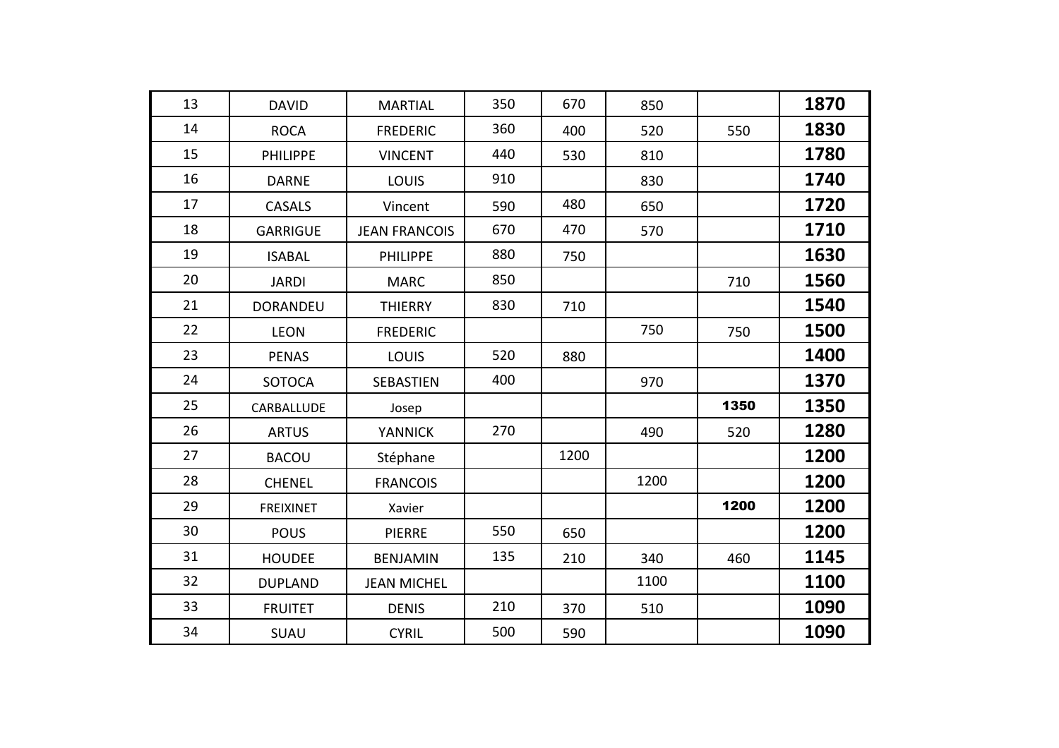| | | | | | | | |
|---|---|---|---|---|---|---|---|
| 13 | DAVID | MARTIAL | 350 | 670 | 850 | | **1870** |
| 14 | ROCA | FREDERIC | 360 | 400 | 520 | 550 | **1830** |
| 15 | PHILIPPE | VINCENT | 440 | 530 | 810 | | **1780** |
| 16 | DARNE | LOUIS | 910 | | 830 | | **1740** |
| 17 | CASALS | Vincent | 590 | 480 | 650 | | **1720** |
| 18 | GARRIGUE | JEAN FRANCOIS | 670 | 470 | 570 | | **1710** |
| 19 | ISABAL | PHILIPPE | 880 | 750 | | | **1630** |
| 20 | JARDI | MARC | 850 | | | 710 | **1560** |
| 21 | DORANDEU | THIERRY | 830 | 710 | | | **1540** |
| 22 | LEON | FREDERIC | | | 750 | 750 | **1500** |
| 23 | PENAS | LOUIS | 520 | 880 | | | **1400** |
| 24 | SOTOCA | SEBASTIEN | 400 | | 970 | | **1370** |
| 25 | CARBALLUDE | Josep | | | | **1350** | **1350** |
| 26 | ARTUS | YANNICK | 270 | | 490 | 520 | **1280** |
| 27 | BACOU | Stéphane | | 1200 | | | **1200** |
| 28 | CHENEL | FRANCOIS | | | 1200 | | **1200** |
| 29 | FREIXINET | Xavier | | | | **1200** | **1200** |
| 30 | POUS | PIERRE | 550 | 650 | | | **1200** |
| 31 | HOUDEE | BENJAMIN | 135 | 210 | 340 | 460 | **1145** |
| 32 | DUPLAND | JEAN MICHEL | | | 1100 | | **1100** |
| 33 | FRUITET | DENIS | 210 | 370 | 510 | | **1090** |
| 34 | SUAU | CYRIL | 500 | 590 | | | **1090** |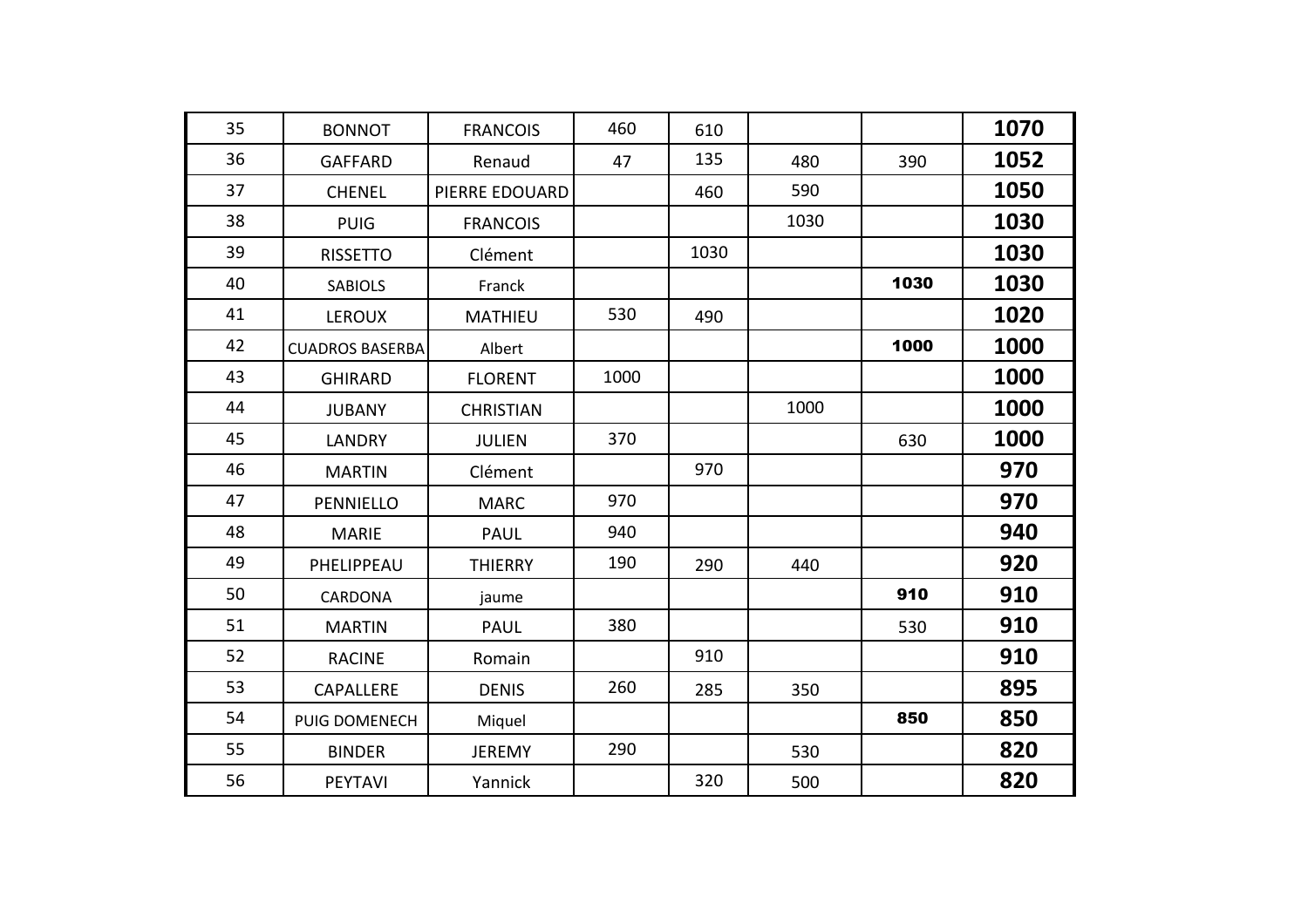| | | | | | | | |
|---|---|---|---|---|---|---|---|
| 35 | BONNOT | FRANCOIS | 460 | 610 | | | **1070** |
| 36 | GAFFARD | Renaud | 47 | 135 | 480 | 390 | **1052** |
| 37 | CHENEL | PIERRE EDOUARD | | 460 | 590 | | **1050** |
| 38 | PUIG | FRANCOIS | | | 1030 | | **1030** |
| 39 | RISSETTO | Clément | | 1030 | | | **1030** |
| 40 | SABIOLS | Franck | | | | **1030** | **1030** |
| 41 | LEROUX | MATHIEU | 530 | 490 | | | **1020** |
| 42 | CUADROS BASERBA | Albert | | | | **1000** | **1000** |
| 43 | GHIRARD | FLORENT | 1000 | | | | **1000** |
| 44 | JUBANY | CHRISTIAN | | | 1000 | | **1000** |
| 45 | LANDRY | JULIEN | 370 | | | 630 | **1000** |
| 46 | MARTIN | Clément | | 970 | | | **970** |
| 47 | PENNIELLO | MARC | 970 | | | | **970** |
| 48 | MARIE | PAUL | 940 | | | | **940** |
| 49 | PHELIPPEAU | THIERRY | 190 | 290 | 440 | | **920** |
| 50 | CARDONA | jaume | | | | **910** | **910** |
| 51 | MARTIN | PAUL | 380 | | | 530 | **910** |
| 52 | RACINE | Romain | | 910 | | | **910** |
| 53 | CAPALLERE | DENIS | 260 | 285 | 350 | | **895** |
| 54 | PUIG DOMENECH | Miquel | | | | **850** | **850** |
| 55 | BINDER | JEREMY | 290 | | 530 | | **820** |
| 56 | PEYTAVI | Yannick | | 320 | 500 | | **820** |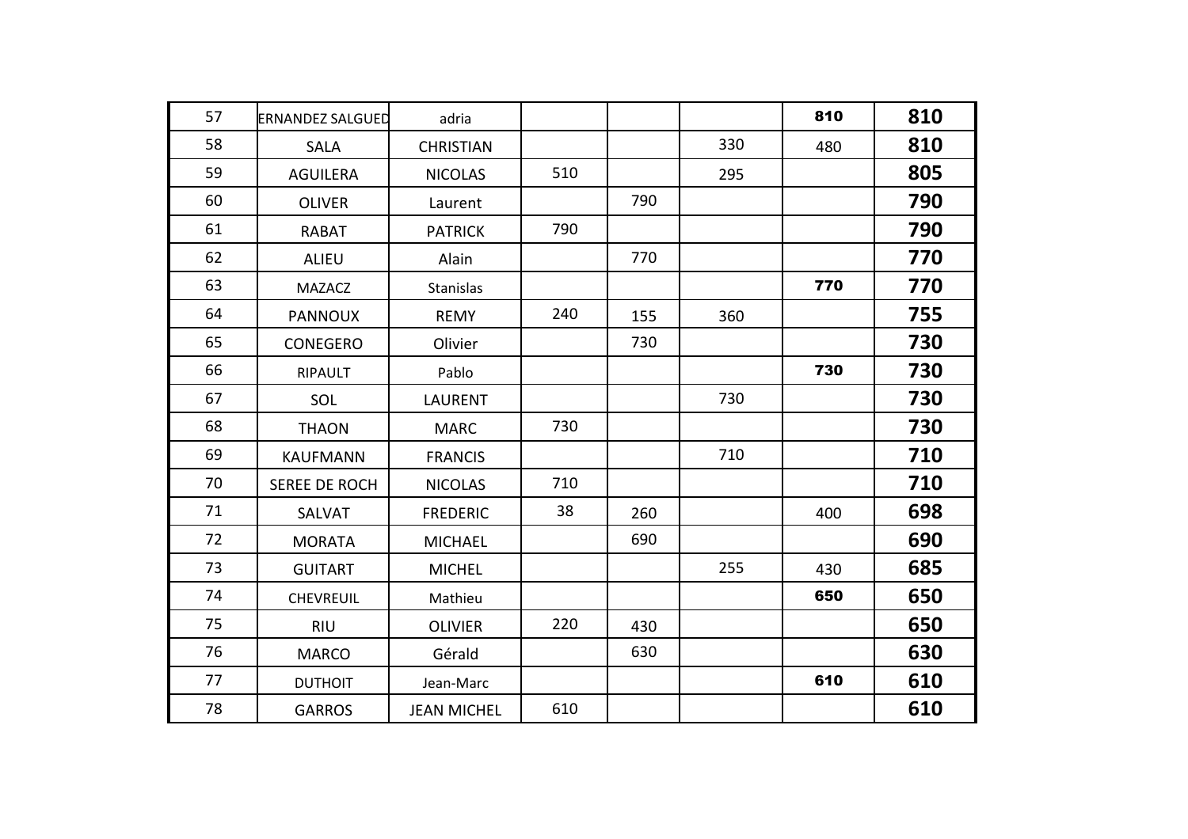| 57 | ERNANDEZ SALGUED | adria | | | | **810** | **810** |
|---|---|---|---|---|---|---|---|
| 58 | SALA | CHRISTIAN | | | 330 | 480 | **810** |
| 59 | AGUILERA | NICOLAS | 510 | | 295 | | **805** |
| 60 | OLIVER | Laurent | | 790 | | | **790** |
| 61 | RABAT | PATRICK | 790 | | | | **790** |
| 62 | ALIEU | Alain | | 770 | | | **770** |
| 63 | MAZACZ | Stanislas | | | | **770** | **770** |
| 64 | PANNOUX | REMY | 240 | 155 | 360 | | **755** |
| 65 | CONEGERO | Olivier | | 730 | | | **730** |
| 66 | RIPAULT | Pablo | | | | **730** | **730** |
| 67 | SOL | LAURENT | | | 730 | | **730** |
| 68 | THAON | MARC | 730 | | | | **730** |
| 69 | KAUFMANN | FRANCIS | | | 710 | | **710** |
| 70 | SEREE DE ROCH | NICOLAS | 710 | | | | **710** |
| 71 | SALVAT | FREDERIC | 38 | 260 | | 400 | **698** |
| 72 | MORATA | MICHAEL | | 690 | | | **690** |
| 73 | GUITART | MICHEL | | | 255 | 430 | **685** |
| 74 | CHEVREUIL | Mathieu | | | | **650** | **650** |
| 75 | RIU | OLIVIER | 220 | 430 | | | **650** |
| 76 | MARCO | Gérald | | 630 | | | **630** |
| 77 | DUTHOIT | Jean-Marc | | | | **610** | **610** |
| 78 | GARROS | JEAN MICHEL | 610 | | | | **610** |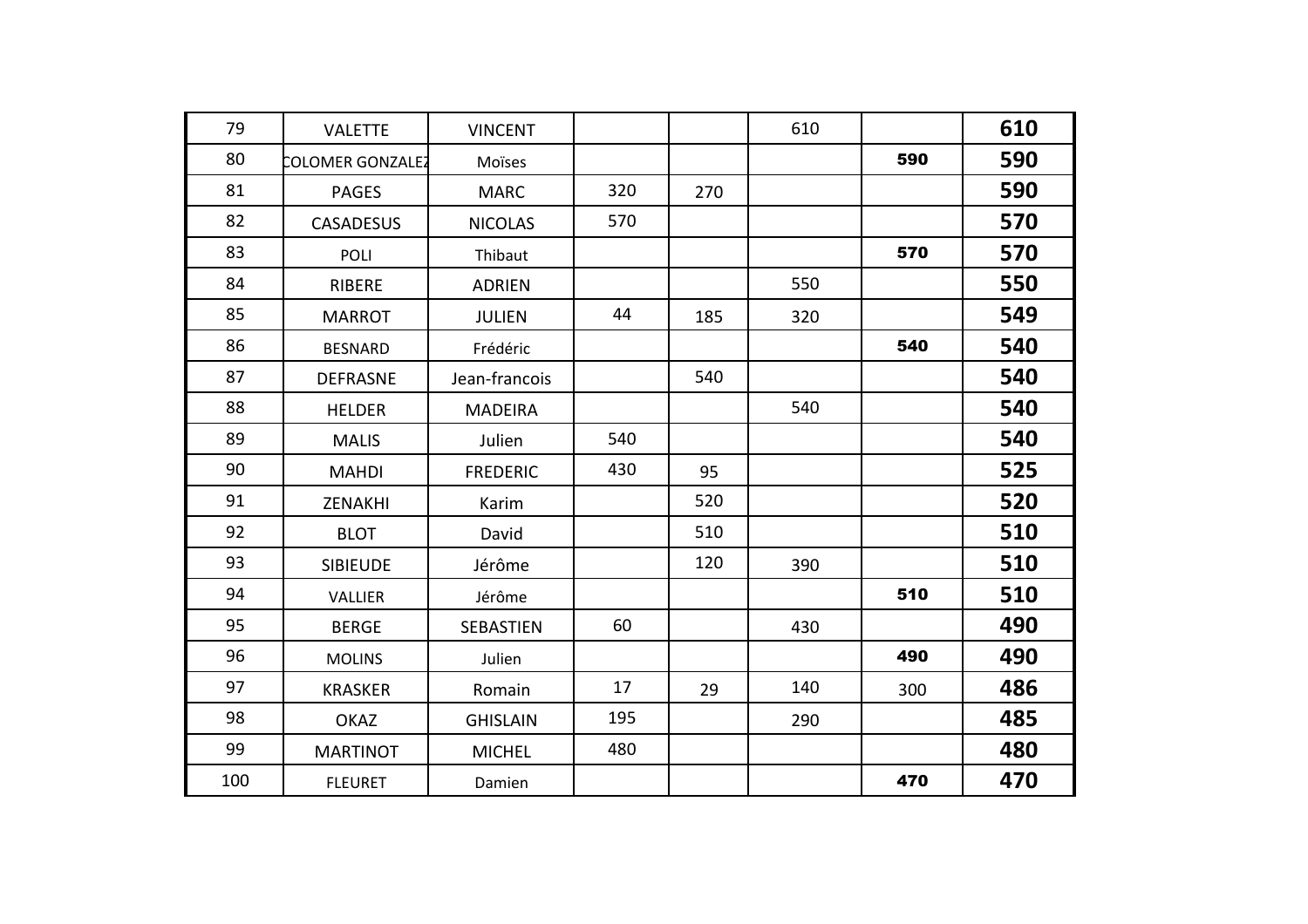| | | | | | | | |
|---|---|---|---|---|---|---|---|
| 79 | VALETTE | VINCENT | | | 610 | | **610** |
| 80 | COLOMER GONZALEZ | Moïses | | | | **590** | **590** |
| 81 | PAGES | MARC | 320 | 270 | | | **590** |
| 82 | CASADESUS | NICOLAS | 570 | | | | **570** |
| 83 | POLI | Thibaut | | | | **570** | **570** |
| 84 | RIBERE | ADRIEN | | | 550 | | **550** |
| 85 | MARROT | JULIEN | 44 | 185 | 320 | | **549** |
| 86 | BESNARD | Frédéric | | | | **540** | **540** |
| 87 | DEFRASNE | Jean-francois | | 540 | | | **540** |
| 88 | HELDER | MADEIRA | | | 540 | | **540** |
| 89 | MALIS | Julien | 540 | | | | **540** |
| 90 | MAHDI | FREDERIC | 430 | 95 | | | **525** |
| 91 | ZENAKHI | Karim | | 520 | | | **520** |
| 92 | BLOT | David | | 510 | | | **510** |
| 93 | SIBIEUDE | Jérôme | | 120 | 390 | | **510** |
| 94 | VALLIER | Jérôme | | | | **510** | **510** |
| 95 | BERGE | SEBASTIEN | 60 | | 430 | | **490** |
| 96 | MOLINS | Julien | | | | **490** | **490** |
| 97 | KRASKER | Romain | 17 | 29 | 140 | 300 | **486** |
| 98 | OKAZ | GHISLAIN | 195 | | 290 | | **485** |
| 99 | MARTINOT | MICHEL | 480 | | | | **480** |
| 100 | FLEURET | Damien | | | | **470** | **470** |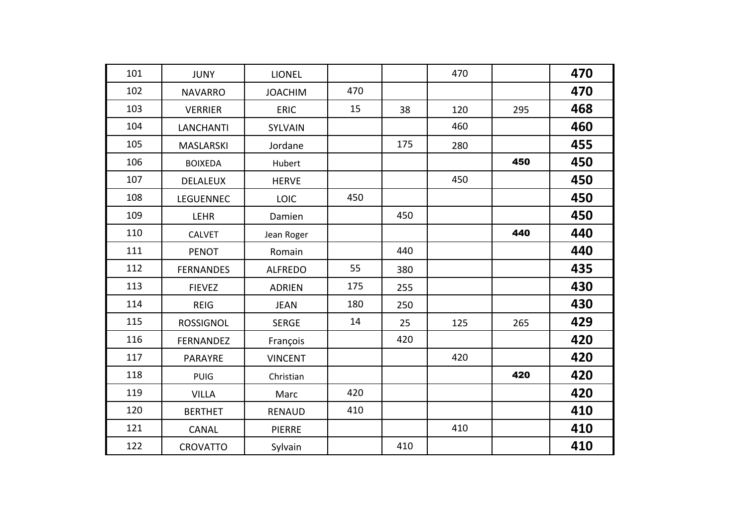| | | | | | | | |
|---|---|---|---|---|---|---|---|
| 101 | JUNY | LIONEL | | | 470 | | **470** |
| 102 | NAVARRO | JOACHIM | 470 | | | | **470** |
| 103 | VERRIER | ERIC | 15 | 38 | 120 | 295 | **468** |
| 104 | LANCHANTI | SYLVAIN | | | 460 | | **460** |
| 105 | MASLARSKI | Jordane | | 175 | 280 | | **455** |
| 106 | BOIXEDA | Hubert | | | | **450** | **450** |
| 107 | DELALEUX | HERVE | | | 450 | | **450** |
| 108 | LEGUENNEC | LOIC | 450 | | | | **450** |
| 109 | LEHR | Damien | | 450 | | | **450** |
| 110 | CALVET | Jean Roger | | | | **440** | **440** |
| 111 | PENOT | Romain | | 440 | | | **440** |
| 112 | FERNANDES | ALFREDO | 55 | 380 | | | **435** |
| 113 | FIEVEZ | ADRIEN | 175 | 255 | | | **430** |
| 114 | REIG | JEAN | 180 | 250 | | | **430** |
| 115 | ROSSIGNOL | SERGE | 14 | 25 | 125 | 265 | **429** |
| 116 | FERNANDEZ | François | | 420 | | | **420** |
| 117 | PARAYRE | VINCENT | | | 420 | | **420** |
| 118 | PUIG | Christian | | | | **420** | **420** |
| 119 | VILLA | Marc | 420 | | | | **420** |
| 120 | BERTHET | RENAUD | 410 | | | | **410** |
| 121 | CANAL | PIERRE | | | 410 | | **410** |
| 122 | CROVATTO | Sylvain | | 410 | | | **410** |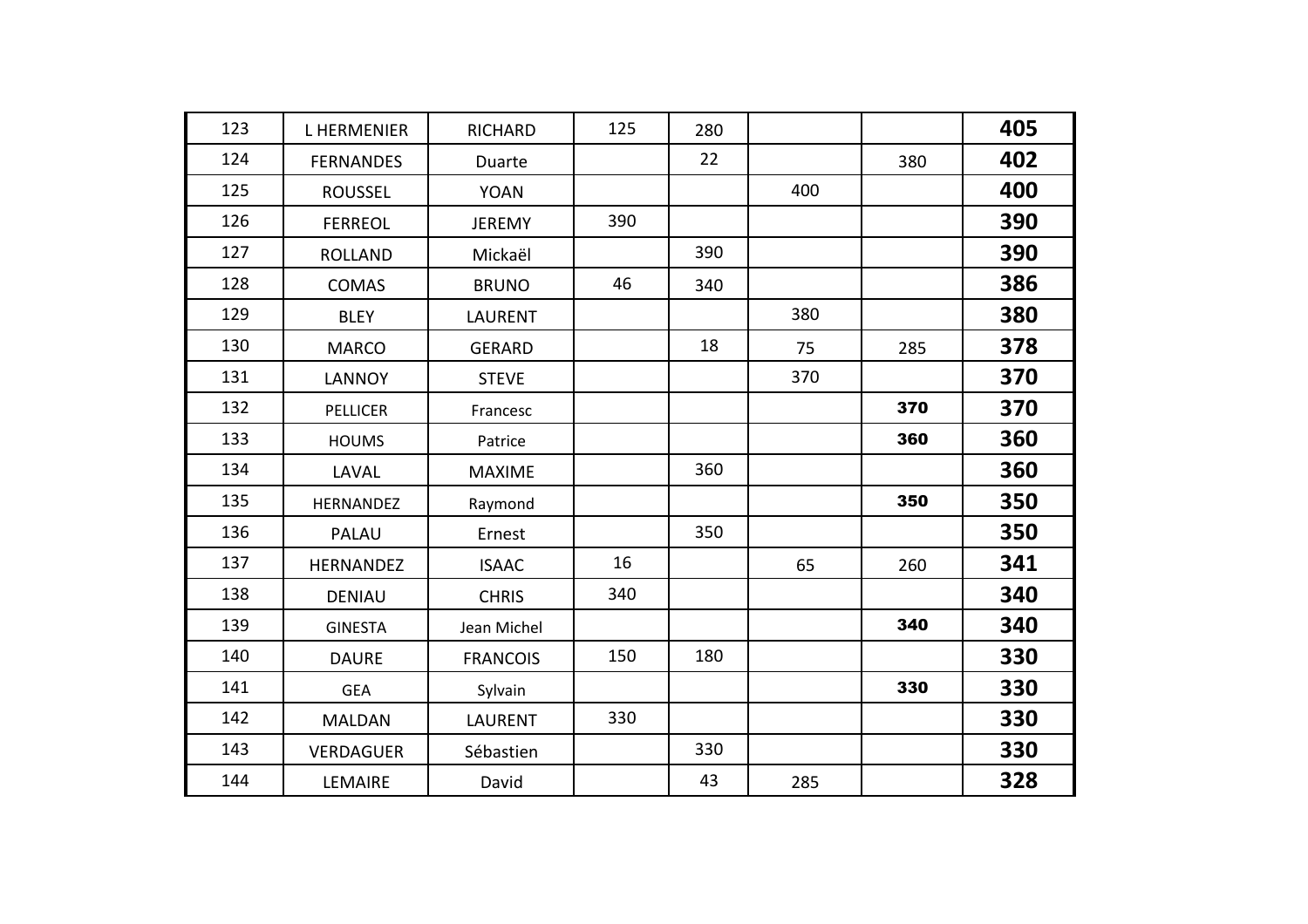| | | | | | | | |
|---|---|---|---|---|---|---|---|
| 123 | L HERMENIER | RICHARD | 125 | 280 | | | **405** |
| 124 | FERNANDES | Duarte | | 22 | | 380 | **402** |
| 125 | ROUSSEL | YOAN | | | 400 | | **400** |
| 126 | FERREOL | JEREMY | 390 | | | | **390** |
| 127 | ROLLAND | Mickaël | | 390 | | | **390** |
| 128 | COMAS | BRUNO | 46 | 340 | | | **386** |
| 129 | BLEY | LAURENT | | | 380 | | **380** |
| 130 | MARCO | GERARD | | 18 | 75 | 285 | **378** |
| 131 | LANNOY | STEVE | | | 370 | | **370** |
| 132 | PELLICER | Francesc | | | | **370** | **370** |
| 133 | HOUMS | Patrice | | | | **360** | **360** |
| 134 | LAVAL | MAXIME | | 360 | | | **360** |
| 135 | HERNANDEZ | Raymond | | | | **350** | **350** |
| 136 | PALAU | Ernest | | 350 | | | **350** |
| 137 | HERNANDEZ | ISAAC | 16 | | 65 | 260 | **341** |
| 138 | DENIAU | CHRIS | 340 | | | | **340** |
| 139 | GINESTA | Jean Michel | | | | **340** | **340** |
| 140 | DAURE | FRANCOIS | 150 | 180 | | | **330** |
| 141 | GEA | Sylvain | | | | **330** | **330** |
| 142 | MALDAN | LAURENT | 330 | | | | **330** |
| 143 | VERDAGUER | Sébastien | | 330 | | | **330** |
| 144 | LEMAIRE | David | | 43 | 285 | | **328** |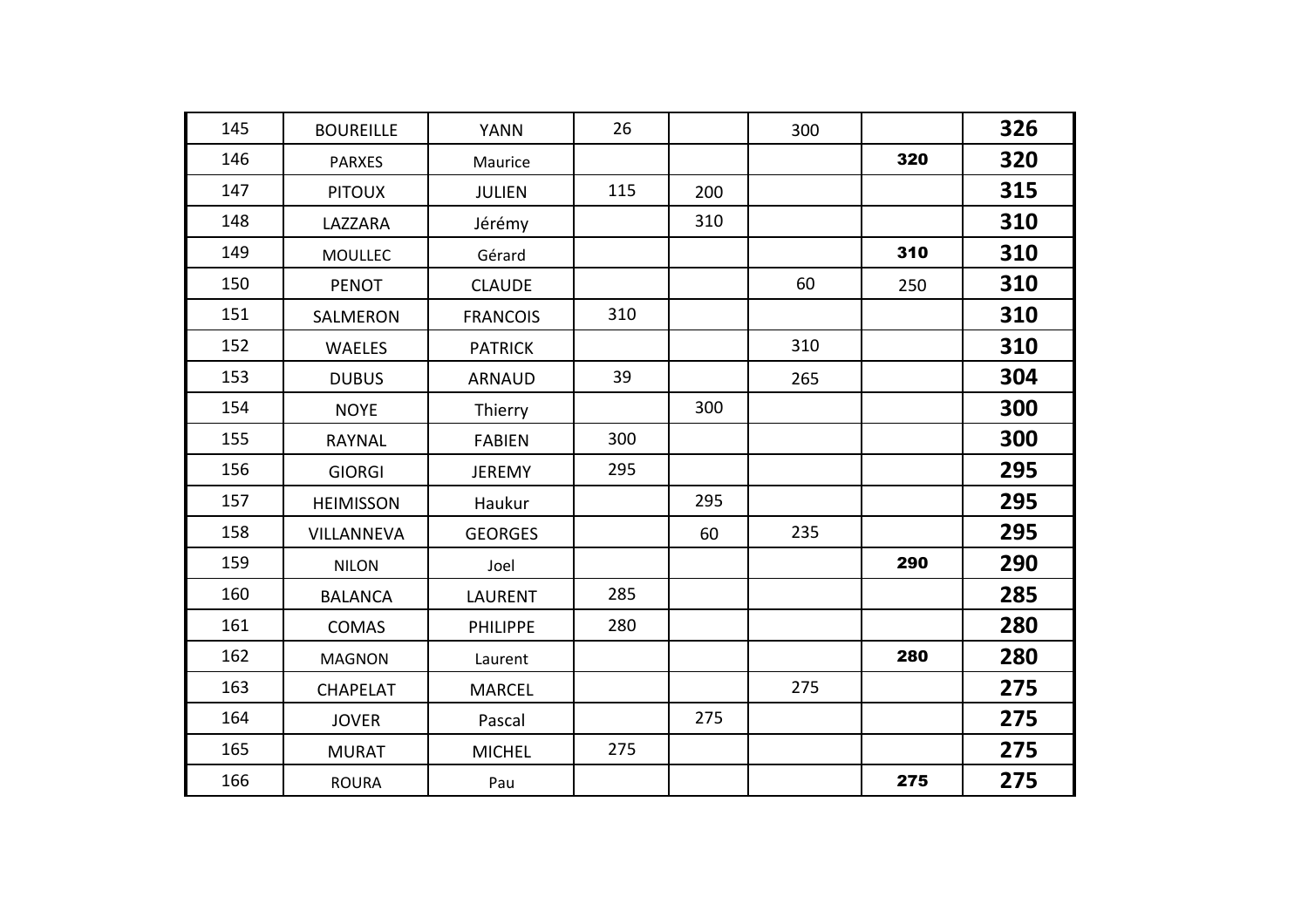| | | | | | | | |
|---|---|---|---|---|---|---|---|
| 145 | BOUREILLE | YANN | 26 | | 300 | | **326** |
| 146 | PARXES | Maurice | | | | **320** | **320** |
| 147 | PITOUX | JULIEN | 115 | 200 | | | **315** |
| 148 | LAZZARA | Jérémy | | 310 | | | **310** |
| 149 | MOULLEC | Gérard | | | | **310** | **310** |
| 150 | PENOT | CLAUDE | | | 60 | 250 | **310** |
| 151 | SALMERON | FRANCOIS | 310 | | | | **310** |
| 152 | WAELES | PATRICK | | | 310 | | **310** |
| 153 | DUBUS | ARNAUD | 39 | | 265 | | **304** |
| 154 | NOYE | Thierry | | 300 | | | **300** |
| 155 | RAYNAL | FABIEN | 300 | | | | **300** |
| 156 | GIORGI | JEREMY | 295 | | | | **295** |
| 157 | HEIMISSON | Haukur | | 295 | | | **295** |
| 158 | VILLANNEVA | GEORGES | | 60 | 235 | | **295** |
| 159 | NILON | Joel | | | | **290** | **290** |
| 160 | BALANCA | LAURENT | 285 | | | | **285** |
| 161 | COMAS | PHILIPPE | 280 | | | | **280** |
| 162 | MAGNON | Laurent | | | | **280** | **280** |
| 163 | CHAPELAT | MARCEL | | | 275 | | **275** |
| 164 | JOVER | Pascal | | 275 | | | **275** |
| 165 | MURAT | MICHEL | 275 | | | | **275** |
| 166 | ROURA | Pau | | | | **275** | **275** |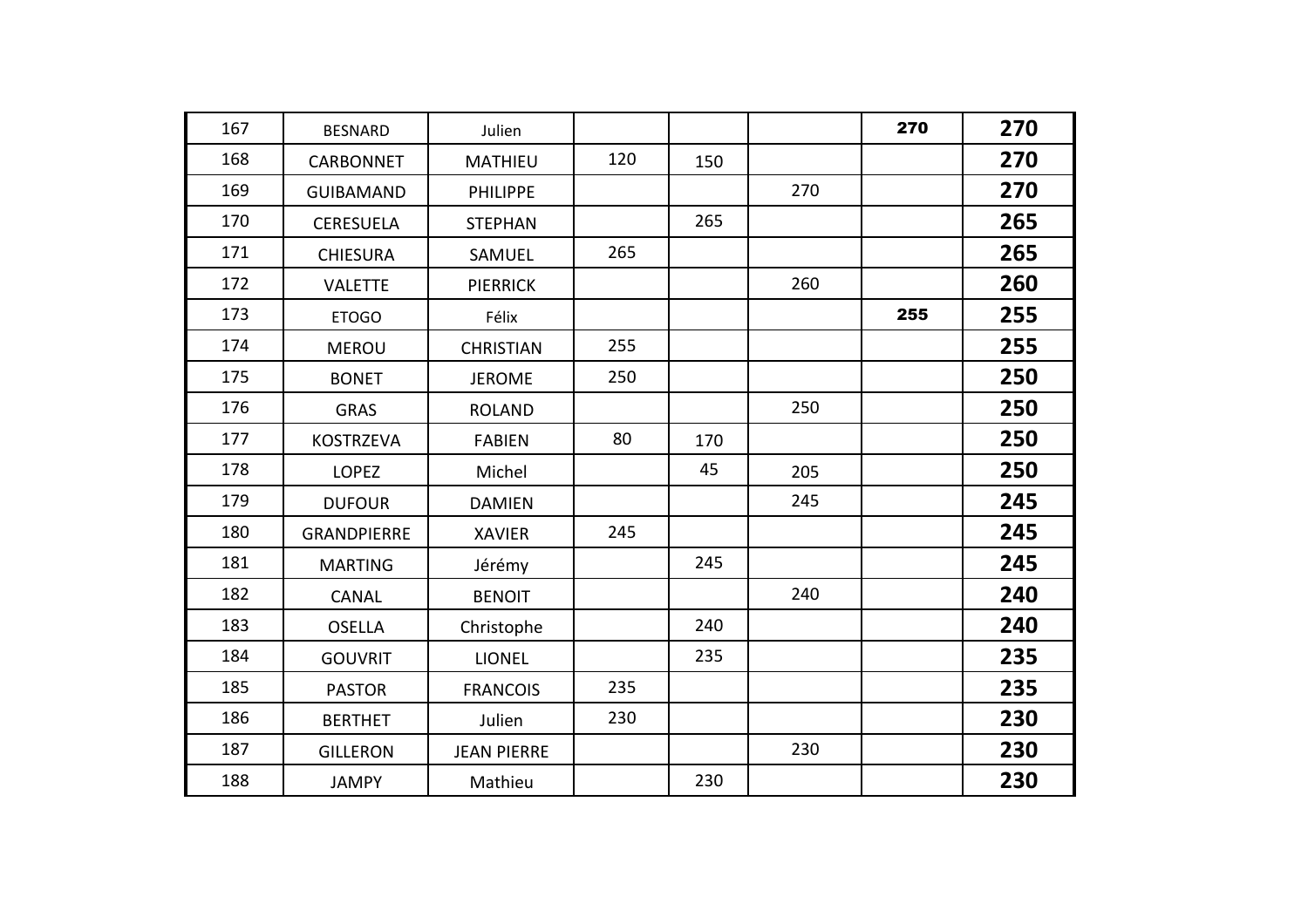| | | | | | | | |
|---|---|---|---|---|---|---|---|
| 167 | BESNARD | Julien | | | | 270 | **270** |
| 168 | CARBONNET | MATHIEU | 120 | 150 | | | **270** |
| 169 | GUIBAMAND | PHILIPPE | | | 270 | | **270** |
| 170 | CERESUELA | STEPHAN | | 265 | | | **265** |
| 171 | CHIESURA | SAMUEL | 265 | | | | **265** |
| 172 | VALETTE | PIERRICK | | | 260 | | **260** |
| 173 | ETOGO | Félix | | | | 255 | **255** |
| 174 | MEROU | CHRISTIAN | 255 | | | | **255** |
| 175 | BONET | JEROME | 250 | | | | **250** |
| 176 | GRAS | ROLAND | | | 250 | | **250** |
| 177 | KOSTRZEVA | FABIEN | 80 | 170 | | | **250** |
| 178 | LOPEZ | Michel | | 45 | 205 | | **250** |
| 179 | DUFOUR | DAMIEN | | | 245 | | **245** |
| 180 | GRANDPIERRE | XAVIER | 245 | | | | **245** |
| 181 | MARTING | Jérémy | | 245 | | | **245** |
| 182 | CANAL | BENOIT | | | 240 | | **240** |
| 183 | OSELLA | Christophe | | 240 | | | **240** |
| 184 | GOUVRIT | LIONEL | | 235 | | | **235** |
| 185 | PASTOR | FRANCOIS | 235 | | | | **235** |
| 186 | BERTHET | Julien | 230 | | | | **230** |
| 187 | GILLERON | JEAN PIERRE | | | 230 | | **230** |
| 188 | JAMPY | Mathieu | | 230 | | | **230** |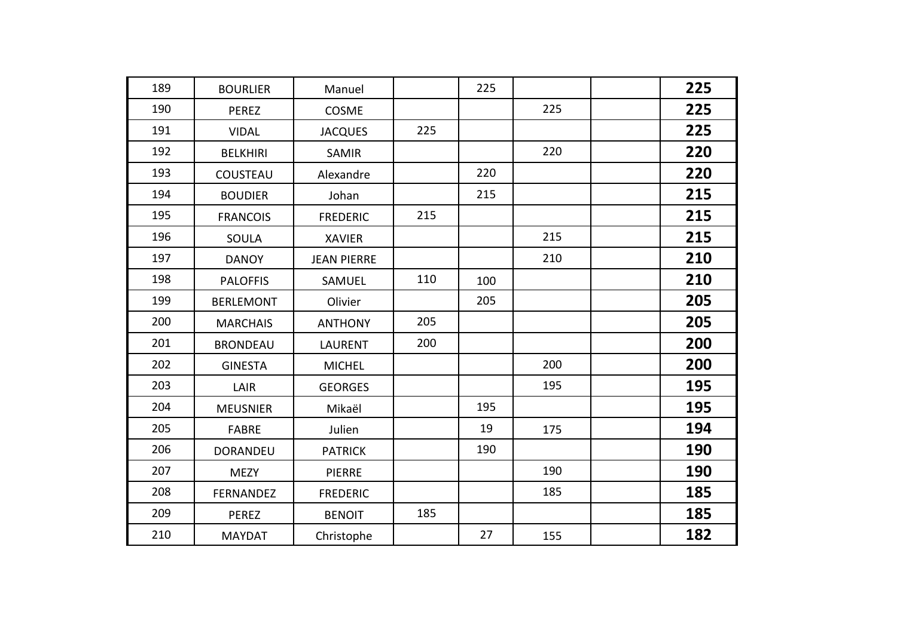| | | | | | | | |
|---|---|---|---|---|---|---|---|
| 189 | BOURLIER | Manuel | | 225 | | | **225** |
| 190 | PEREZ | COSME | | | 225 | | **225** |
| 191 | VIDAL | JACQUES | 225 | | | | **225** |
| 192 | BELKHIRI | SAMIR | | | 220 | | **220** |
| 193 | COUSTEAU | Alexandre | | 220 | | | **220** |
| 194 | BOUDIER | Johan | | 215 | | | **215** |
| 195 | FRANCOIS | FREDERIC | 215 | | | | **215** |
| 196 | SOULA | XAVIER | | | 215 | | **215** |
| 197 | DANOY | JEAN PIERRE | | | 210 | | **210** |
| 198 | PALOFFIS | SAMUEL | 110 | 100 | | | **210** |
| 199 | BERLEMONT | Olivier | | 205 | | | **205** |
| 200 | MARCHAIS | ANTHONY | 205 | | | | **205** |
| 201 | BRONDEAU | LAURENT | 200 | | | | **200** |
| 202 | GINESTA | MICHEL | | | 200 | | **200** |
| 203 | LAIR | GEORGES | | | 195 | | **195** |
| 204 | MEUSNIER | Mikaël | | 195 | | | **195** |
| 205 | FABRE | Julien | | 19 | 175 | | **194** |
| 206 | DORANDEU | PATRICK | | 190 | | | **190** |
| 207 | MEZY | PIERRE | | | 190 | | **190** |
| 208 | FERNANDEZ | FREDERIC | | | 185 | | **185** |
| 209 | PEREZ | BENOIT | 185 | | | | **185** |
| 210 | MAYDAT | Christophe | | 27 | 155 | | **182** |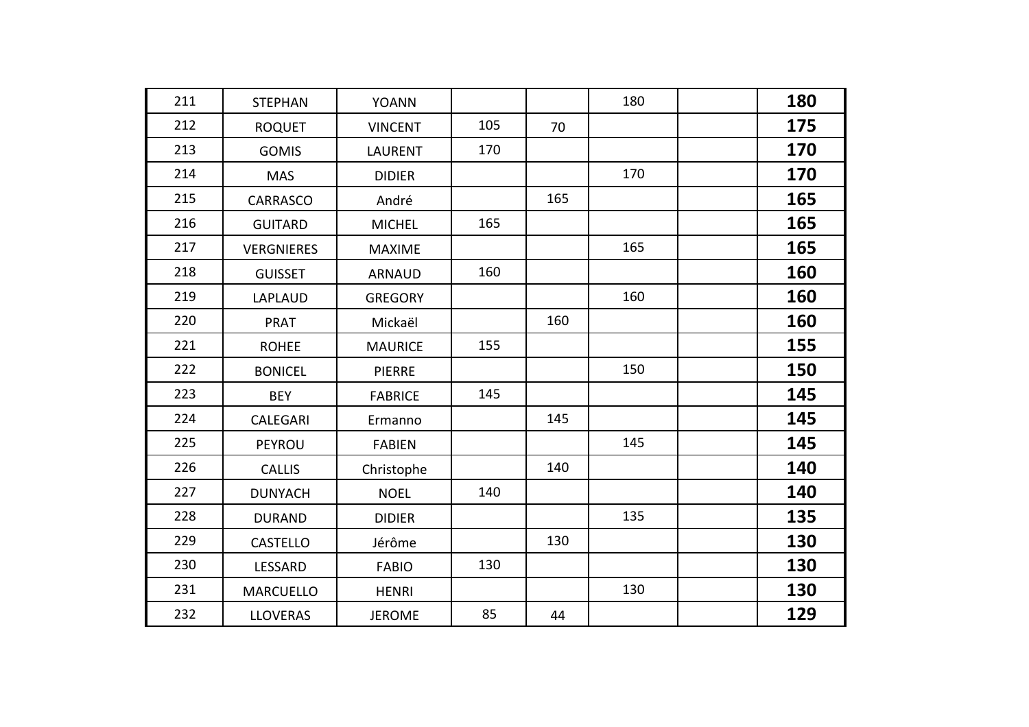| | | | | | | | |
|---|---|---|---|---|---|---|---|
| 211 | STEPHAN | YOANN | | | 180 | | **180** |
| 212 | ROQUET | VINCENT | 105 | 70 | | | **175** |
| 213 | GOMIS | LAURENT | 170 | | | | **170** |
| 214 | MAS | DIDIER | | | 170 | | **170** |
| 215 | CARRASCO | André | | 165 | | | **165** |
| 216 | GUITARD | MICHEL | 165 | | | | **165** |
| 217 | VERGNIERES | MAXIME | | | 165 | | **165** |
| 218 | GUISSET | ARNAUD | 160 | | | | **160** |
| 219 | LAPLAUD | GREGORY | | | 160 | | **160** |
| 220 | PRAT | Mickaël | | 160 | | | **160** |
| 221 | ROHEE | MAURICE | 155 | | | | **155** |
| 222 | BONICEL | PIERRE | | | 150 | | **150** |
| 223 | BEY | FABRICE | 145 | | | | **145** |
| 224 | CALEGARI | Ermanno | | 145 | | | **145** |
| 225 | PEYROU | FABIEN | | | 145 | | **145** |
| 226 | CALLIS | Christophe | | 140 | | | **140** |
| 227 | DUNYACH | NOEL | 140 | | | | **140** |
| 228 | DURAND | DIDIER | | | 135 | | **135** |
| 229 | CASTELLO | Jérôme | | 130 | | | **130** |
| 230 | LESSARD | FABIO | 130 | | | | **130** |
| 231 | MARCUELLO | HENRI | | | 130 | | **130** |
| 232 | LLOVERAS | JEROME | 85 | 44 | | | **129** |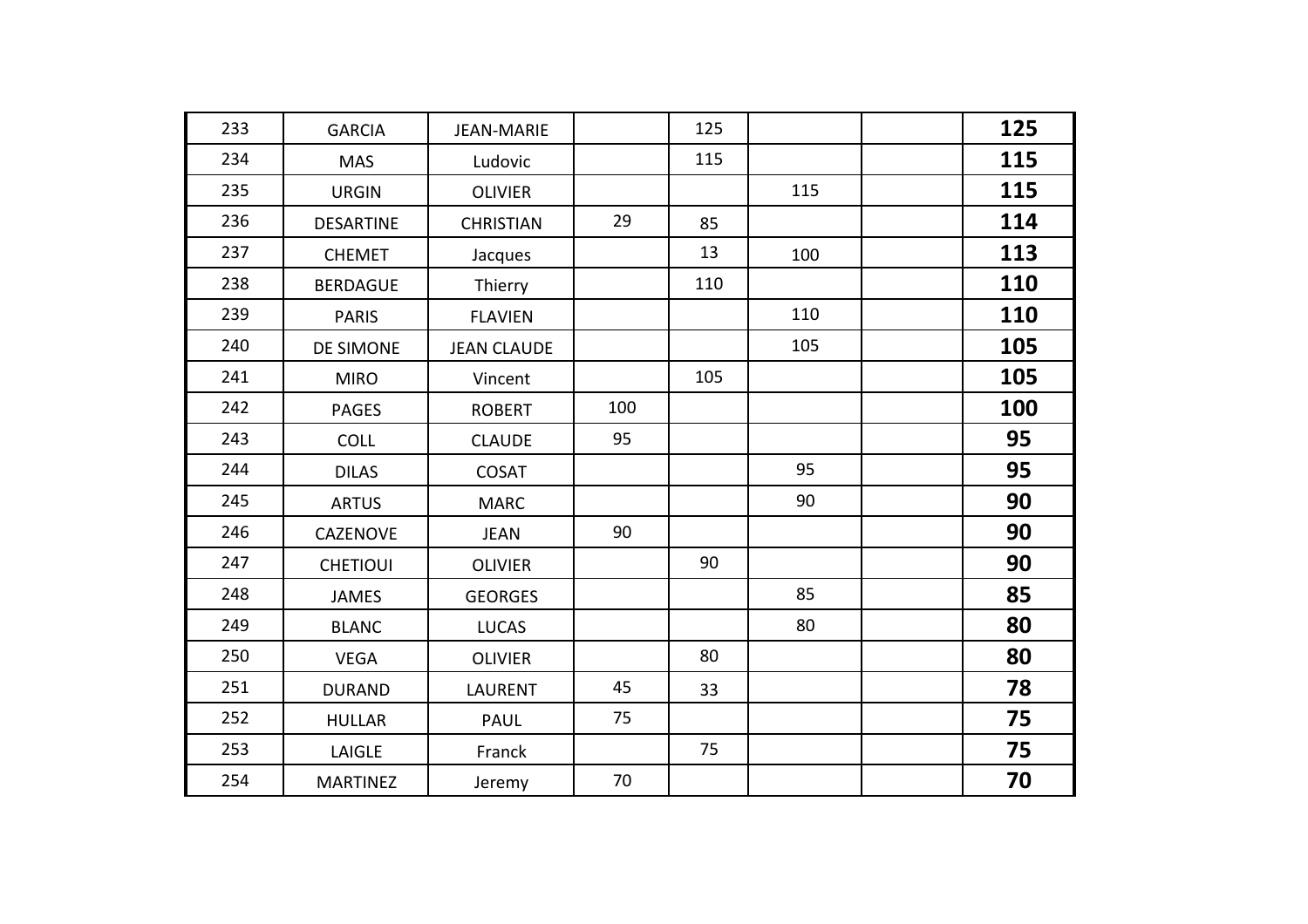| | | | | | | | |
|---|---|---|---|---|---|---|---|
| 233 | GARCIA | JEAN-MARIE | | 125 | | | **125** |
| 234 | MAS | Ludovic | | 115 | | | **115** |
| 235 | URGIN | OLIVIER | | | 115 | | **115** |
| 236 | DESARTINE | CHRISTIAN | 29 | 85 | | | **114** |
| 237 | CHEMET | Jacques | | 13 | 100 | | **113** |
| 238 | BERDAGUE | Thierry | | 110 | | | **110** |
| 239 | PARIS | FLAVIEN | | | 110 | | **110** |
| 240 | DE SIMONE | JEAN CLAUDE | | | 105 | | **105** |
| 241 | MIRO | Vincent | | 105 | | | **105** |
| 242 | PAGES | ROBERT | 100 | | | | **100** |
| 243 | COLL | CLAUDE | 95 | | | | **95** |
| 244 | DILAS | COSAT | | | 95 | | **95** |
| 245 | ARTUS | MARC | | | 90 | | **90** |
| 246 | CAZENOVE | JEAN | 90 | | | | **90** |
| 247 | CHETIOUI | OLIVIER | | 90 | | | **90** |
| 248 | JAMES | GEORGES | | | 85 | | **85** |
| 249 | BLANC | LUCAS | | | 80 | | **80** |
| 250 | VEGA | OLIVIER | | 80 | | | **80** |
| 251 | DURAND | LAURENT | 45 | 33 | | | **78** |
| 252 | HULLAR | PAUL | 75 | | | | **75** |
| 253 | LAIGLE | Franck | | 75 | | | **75** |
| 254 | MARTINEZ | Jeremy | 70 | | | | **70** |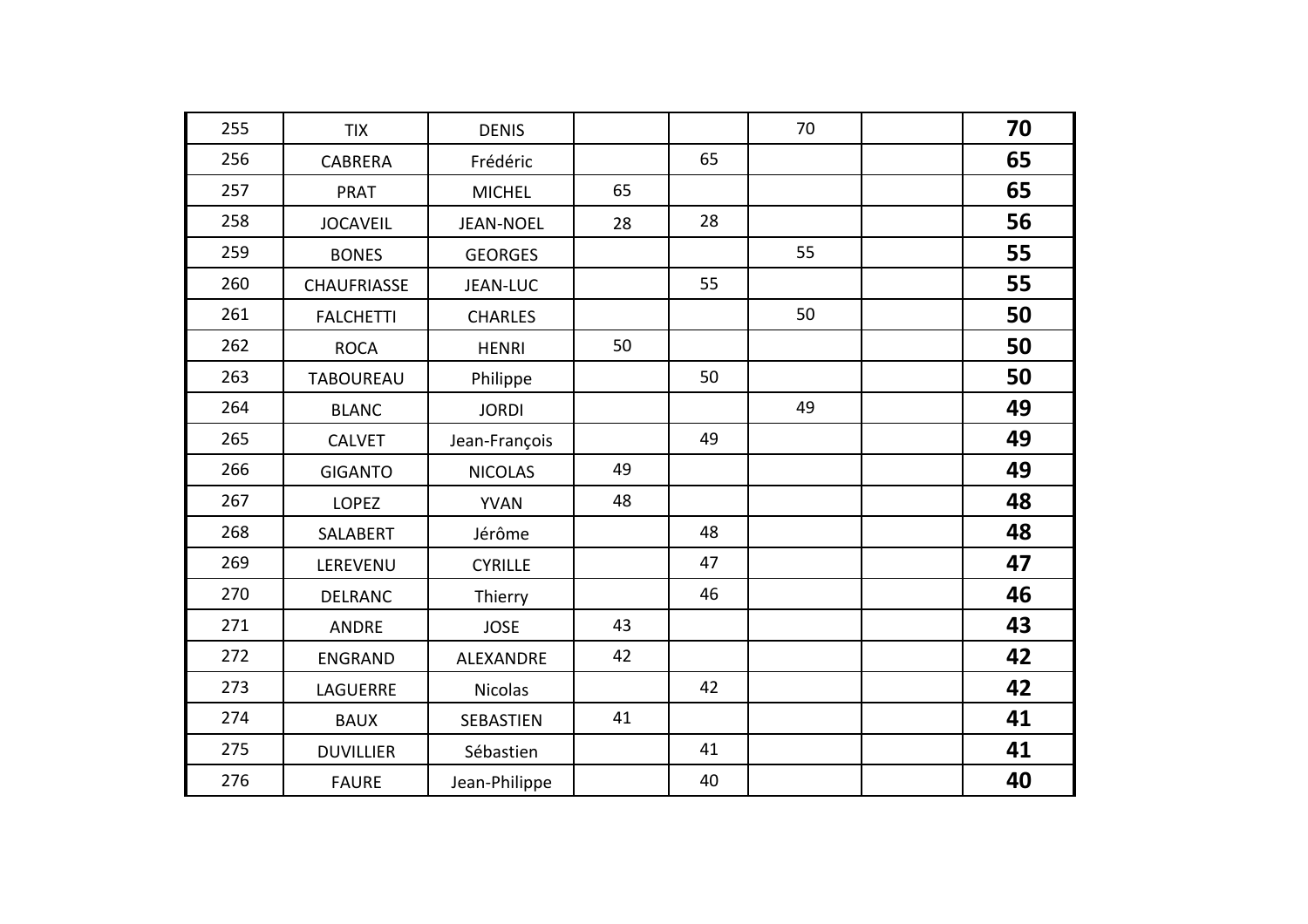| | | | | | | | |
|---|---|---|---|---|---|---|---|
| 255 | TIX | DENIS | | | 70 | | **70** |
| 256 | CABRERA | Frédéric | | 65 | | | **65** |
| 257 | PRAT | MICHEL | 65 | | | | **65** |
| 258 | JOCAVEIL | JEAN-NOEL | 28 | 28 | | | **56** |
| 259 | BONES | GEORGES | | | 55 | | **55** |
| 260 | CHAUFRIASSE | JEAN-LUC | | 55 | | | **55** |
| 261 | FALCHETTI | CHARLES | | | 50 | | **50** |
| 262 | ROCA | HENRI | 50 | | | | **50** |
| 263 | TABOUREAU | Philippe | | 50 | | | **50** |
| 264 | BLANC | JORDI | | | 49 | | **49** |
| 265 | CALVET | Jean-François | | 49 | | | **49** |
| 266 | GIGANTO | NICOLAS | 49 | | | | **49** |
| 267 | LOPEZ | YVAN | 48 | | | | **48** |
| 268 | SALABERT | Jérôme | | 48 | | | **48** |
| 269 | LEREVENU | CYRILLE | | 47 | | | **47** |
| 270 | DELRANC | Thierry | | 46 | | | **46** |
| 271 | ANDRE | JOSE | 43 | | | | **43** |
| 272 | ENGRAND | ALEXANDRE | 42 | | | | **42** |
| 273 | LAGUERRE | Nicolas | | 42 | | | **42** |
| 274 | BAUX | SEBASTIEN | 41 | | | | **41** |
| 275 | DUVILLIER | Sébastien | | 41 | | | **41** |
| 276 | FAURE | Jean-Philippe | | 40 | | | **40** |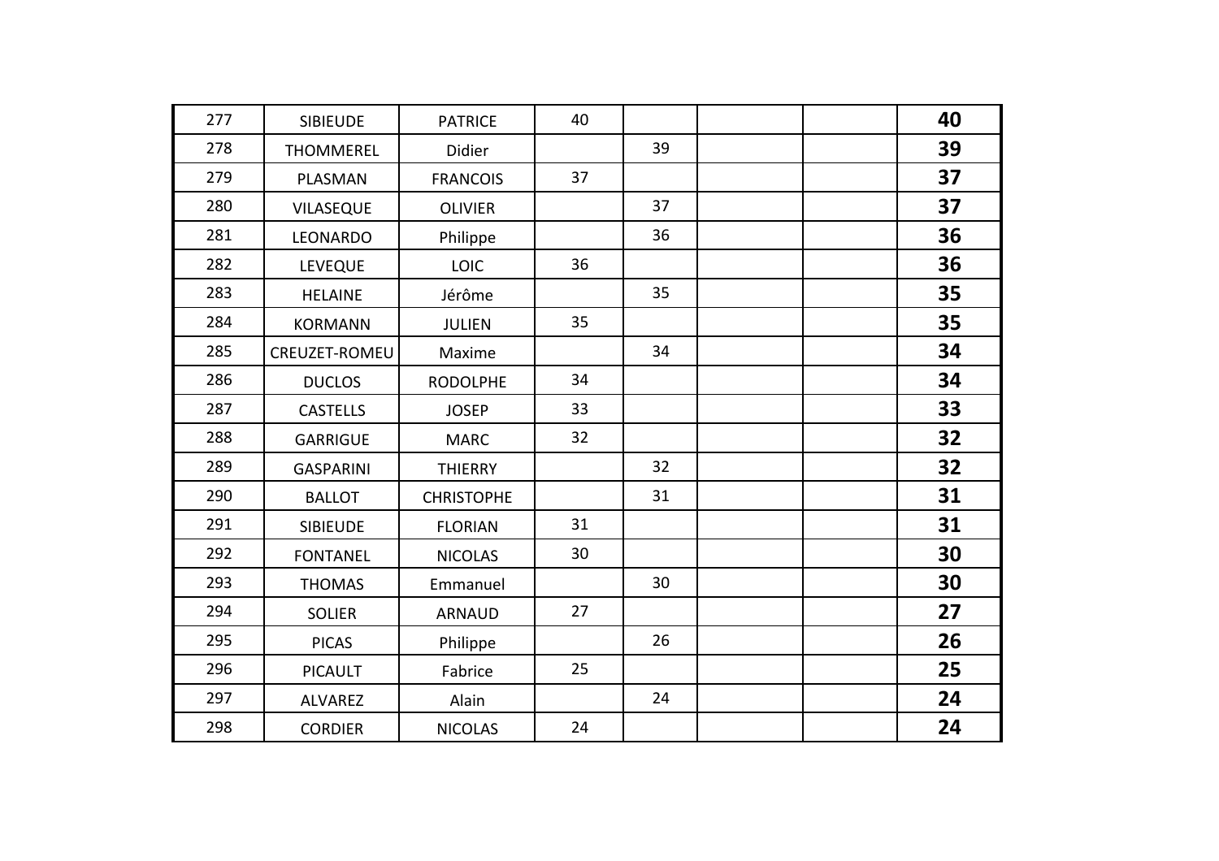| | | | | | | | |
|---|---|---|---|---|---|---|---|
| 277 | SIBIEUDE | PATRICE | 40 | | | | **40** |
| 278 | THOMMEREL | Didier | | 39 | | | **39** |
| 279 | PLASMAN | FRANCOIS | 37 | | | | **37** |
| 280 | VILASEQUE | OLIVIER | | 37 | | | **37** |
| 281 | LEONARDO | Philippe | | 36 | | | **36** |
| 282 | LEVEQUE | LOIC | 36 | | | | **36** |
| 283 | HELAINE | Jérôme | | 35 | | | **35** |
| 284 | KORMANN | JULIEN | 35 | | | | **35** |
| 285 | CREUZET-ROMEU | Maxime | | 34 | | | **34** |
| 286 | DUCLOS | RODOLPHE | 34 | | | | **34** |
| 287 | CASTELLS | JOSEP | 33 | | | | **33** |
| 288 | GARRIGUE | MARC | 32 | | | | **32** |
| 289 | GASPARINI | THIERRY | | 32 | | | **32** |
| 290 | BALLOT | CHRISTOPHE | | 31 | | | **31** |
| 291 | SIBIEUDE | FLORIAN | 31 | | | | **31** |
| 292 | FONTANEL | NICOLAS | 30 | | | | **30** |
| 293 | THOMAS | Emmanuel | | 30 | | | **30** |
| 294 | SOLIER | ARNAUD | 27 | | | | **27** |
| 295 | PICAS | Philippe | | 26 | | | **26** |
| 296 | PICAULT | Fabrice | 25 | | | | **25** |
| 297 | ALVAREZ | Alain | | 24 | | | **24** |
| 298 | CORDIER | NICOLAS | 24 | | | | **24** |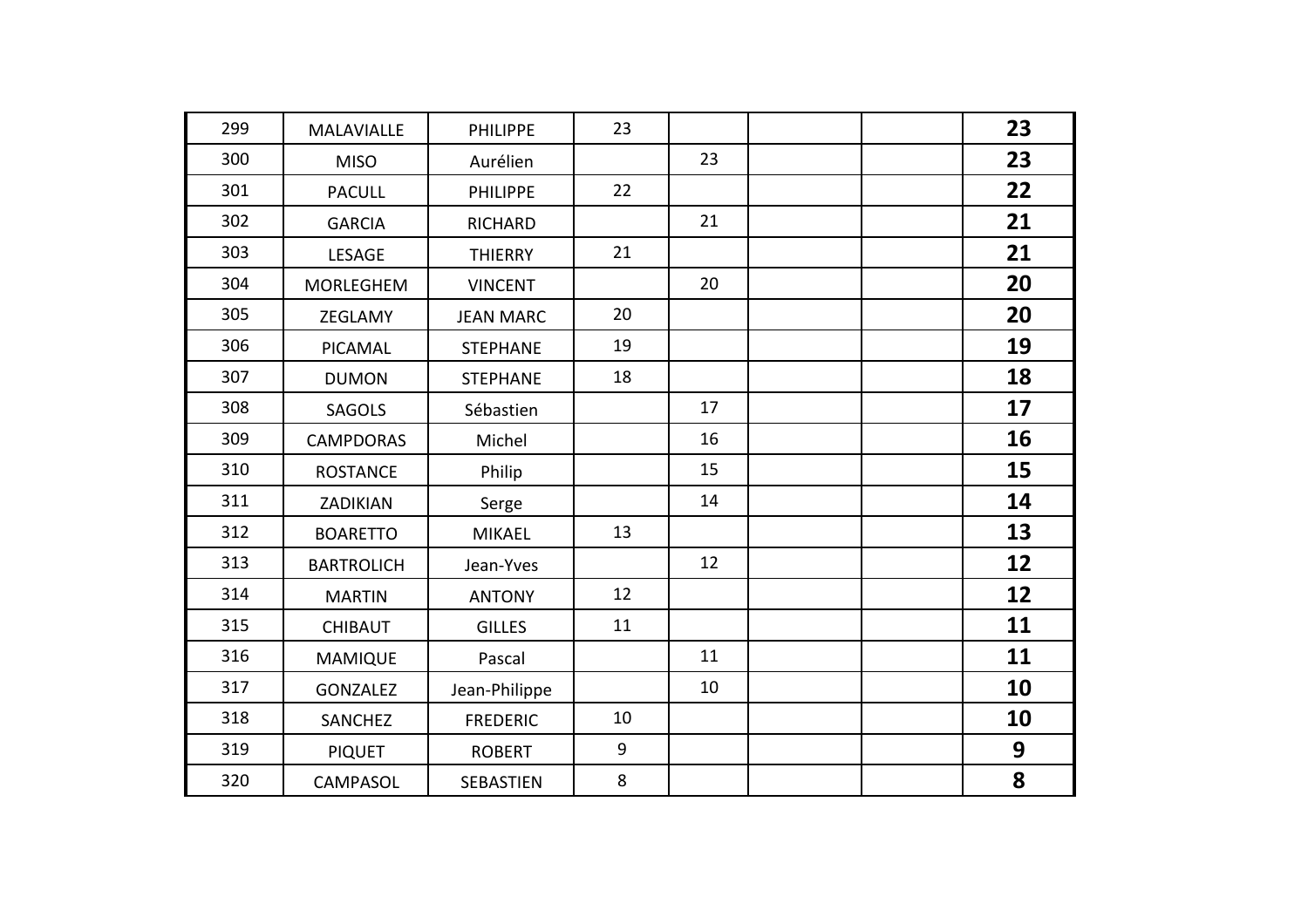| | | | | | | | |
|---|---|---|---|---|---|---|---|
| 299 | MALAVIALLE | PHILIPPE | 23 | | | | **23** |
| 300 | MISO | Aurélien | | 23 | | | **23** |
| 301 | PACULL | PHILIPPE | 22 | | | | **22** |
| 302 | GARCIA | RICHARD | | 21 | | | **21** |
| 303 | LESAGE | THIERRY | 21 | | | | **21** |
| 304 | MORLEGHEM | VINCENT | | 20 | | | **20** |
| 305 | ZEGLAMY | JEAN MARC | 20 | | | | **20** |
| 306 | PICAMAL | STEPHANE | 19 | | | | **19** |
| 307 | DUMON | STEPHANE | 18 | | | | **18** |
| 308 | SAGOLS | Sébastien | | 17 | | | **17** |
| 309 | CAMPDORAS | Michel | | 16 | | | **16** |
| 310 | ROSTANCE | Philip | | 15 | | | **15** |
| 311 | ZADIKIAN | Serge | | 14 | | | **14** |
| 312 | BOARETTO | MIKAEL | 13 | | | | **13** |
| 313 | BARTROLICH | Jean-Yves | | 12 | | | **12** |
| 314 | MARTIN | ANTONY | 12 | | | | **12** |
| 315 | CHIBAUT | GILLES | 11 | | | | **11** |
| 316 | MAMIQUE | Pascal | | 11 | | | **11** |
| 317 | GONZALEZ | Jean-Philippe | | 10 | | | **10** |
| 318 | SANCHEZ | FREDERIC | 10 | | | | **10** |
| 319 | PIQUET | ROBERT | 9 | | | | **9** |
| 320 | CAMPASOL | SEBASTIEN | 8 | | | | **8** |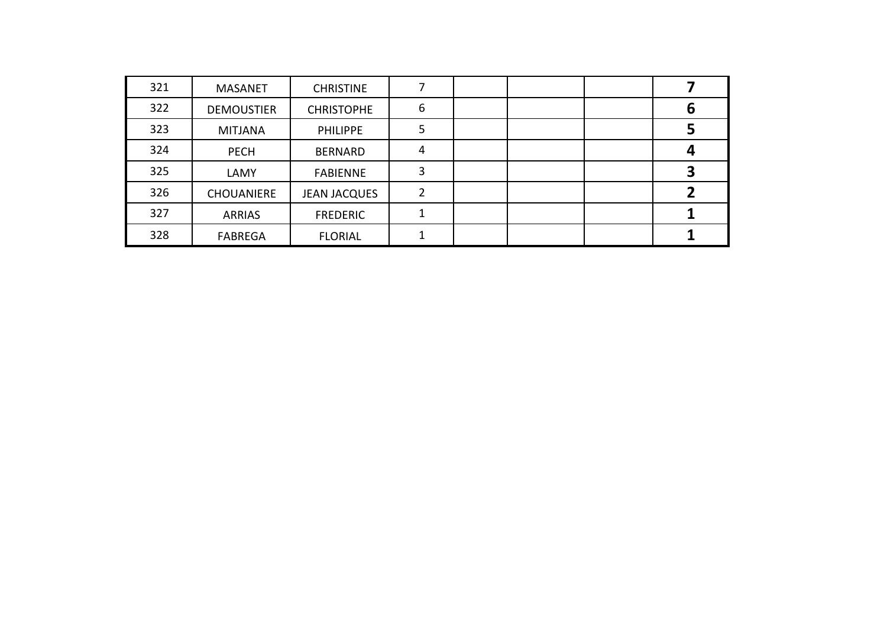| | | | | | | | |
|---|---|---|---|---|---|---|---|
| 321 | MASANET | CHRISTINE | 7 | | | | **7** |
| 322 | DEMOUSTIER | CHRISTOPHE | 6 | | | | **6** |
| 323 | MITJANA | PHILIPPE | 5 | | | | **5** |
| 324 | PECH | BERNARD | 4 | | | | **4** |
| 325 | LAMY | FABIENNE | 3 | | | | **3** |
| 326 | CHOUANIERE | JEAN JACQUES | 2 | | | | **2** |
| 327 | ARRIAS | FREDERIC | 1 | | | | **1** |
| 328 | FABREGA | FLORIAL | 1 | | | | **1** |